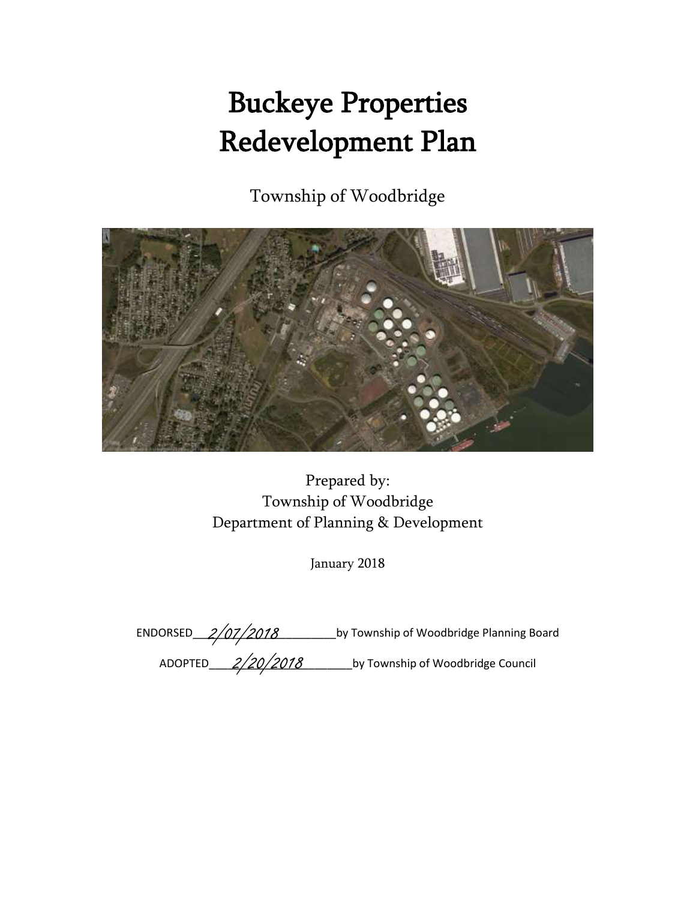# Buckeye Properties Redevelopment Plan

Township of Woodbridge

Prepared by:
Township of Woodbridge
Department of Planning & Development

January 2018

ENDORSED 2/07/2018 by Township of Woodbridge Planning Board

ADOPTED 2/20/2018 by Township of Woodbridge Council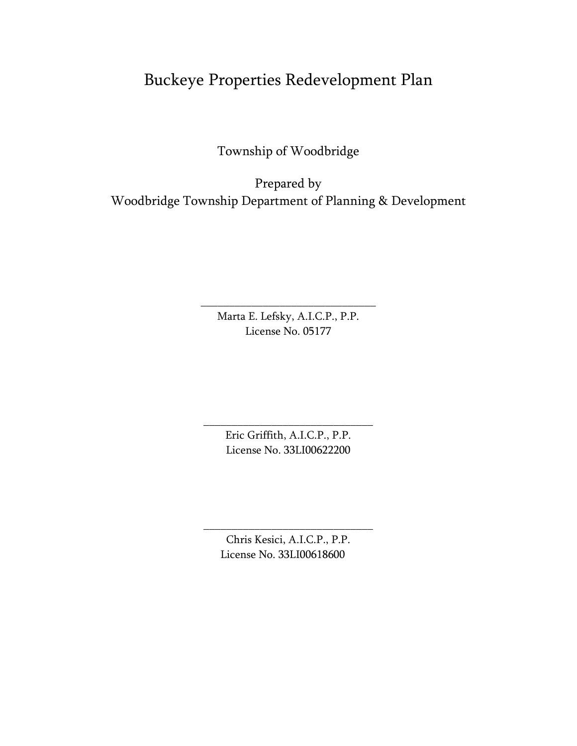# Buckeye Properties Redevelopment Plan

Township of Woodbridge

Prepared by
Woodbridge Township Department of Planning & Development

\_\_\_\_\_\_\_\_\_\_\_\_\_\_\_\_\_\_\_\_\_\_\_\_\_\_\_\_\_\_\_\_
Marta E. Lefsky, A.I.C.P., P.P.
License No. 05177

\_\_\_\_\_\_\_\_\_\_\_\_\_\_\_\_\_\_\_\_\_\_\_\_\_\_\_\_\_\_\_\_
Eric Griffith, A.I.C.P., P.P.
License No. 33LI00622200

\_\_\_\_\_\_\_\_\_\_\_\_\_\_\_\_\_\_\_\_\_\_\_\_\_\_\_\_\_\_\_\_
Chris Kesici, A.I.C.P., P.P.
License No. 33LI00618600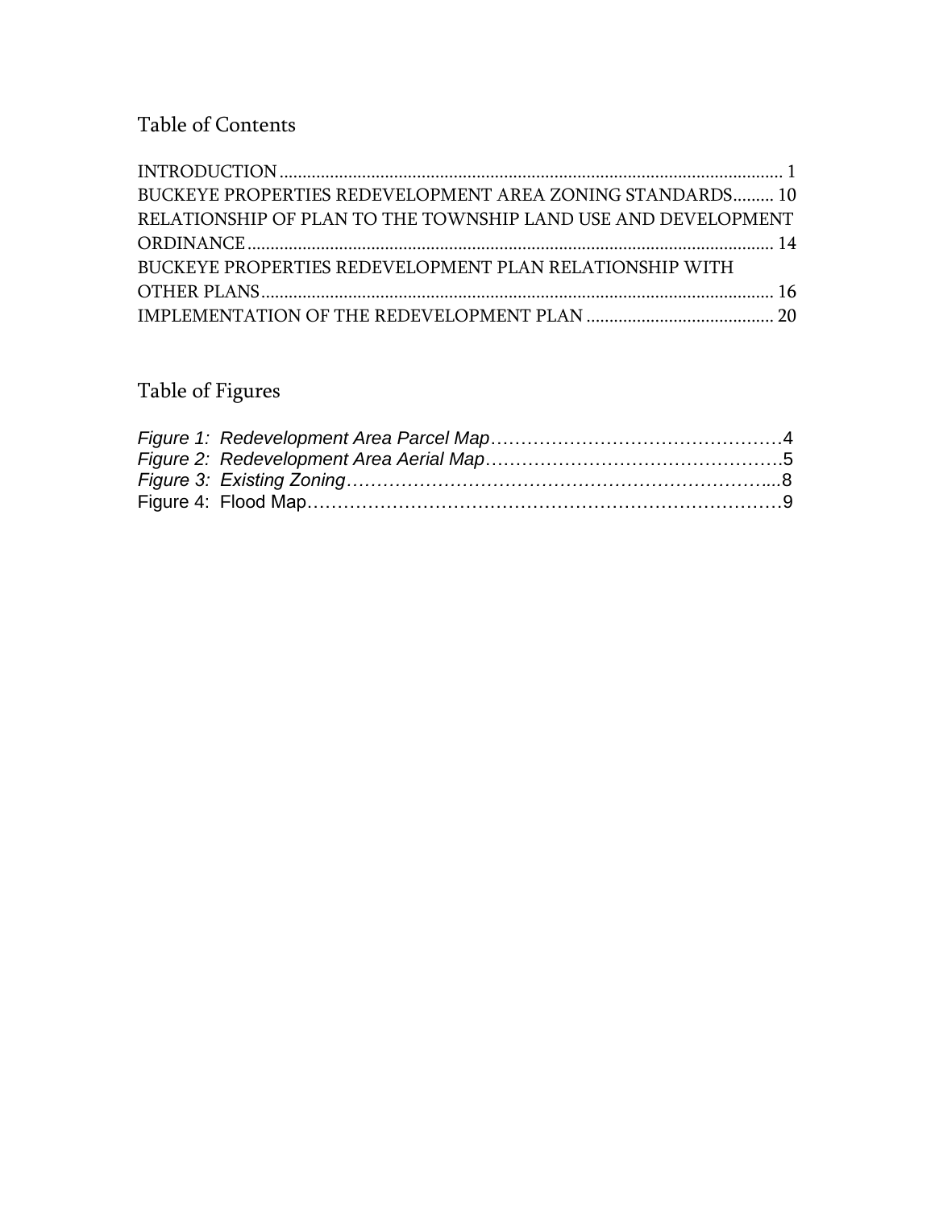## Table of Contents

INTRODUCTION ........................................................................................................... 1
BUCKEYE PROPERTIES REDEVELOPMENT AREA ZONING STANDARDS......... 10
RELATIONSHIP OF PLAN TO THE TOWNSHIP LAND USE AND DEVELOPMENT ORDINANCE................................................................................................................. 14
BUCKEYE PROPERTIES REDEVELOPMENT PLAN RELATIONSHIP WITH OTHER PLANS............................................................................................................. 16
IMPLEMENTATION OF THE REDEVELOPMENT PLAN ......................................... 20

## Table of Figures

*Figure 1: Redevelopment Area Parcel Map*……………………………………………4
*Figure 2: Redevelopment Area Aerial Map*……………………………………………5
*Figure 3: Existing Zoning*…………………………………………………………….....8
Figure 4: Flood Map……………………………………………………………………9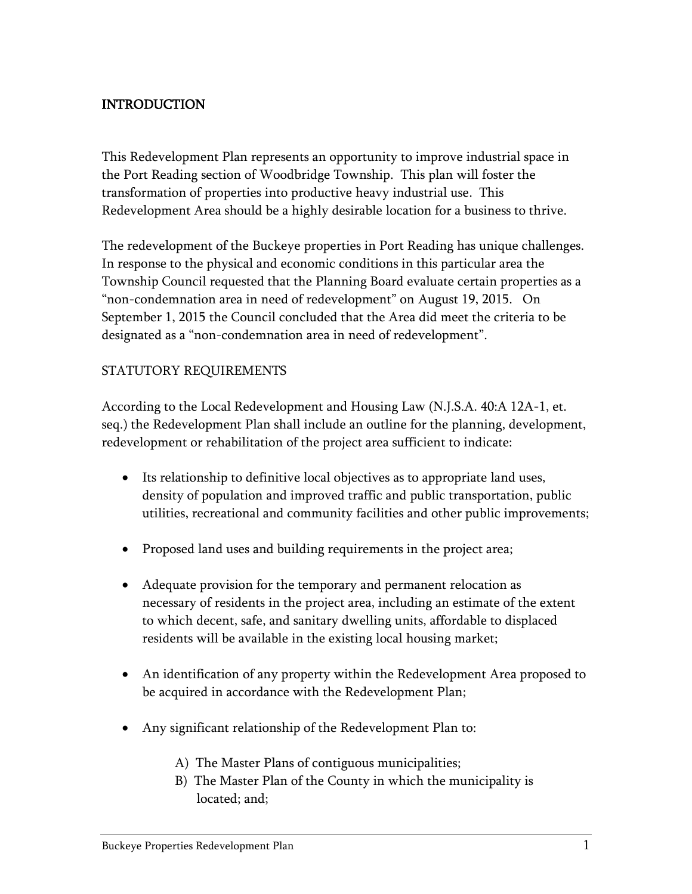## INTRODUCTION

This Redevelopment Plan represents an opportunity to improve industrial space in the Port Reading section of Woodbridge Township. This plan will foster the transformation of properties into productive heavy industrial use. This Redevelopment Area should be a highly desirable location for a business to thrive.

The redevelopment of the Buckeye properties in Port Reading has unique challenges. In response to the physical and economic conditions in this particular area the Township Council requested that the Planning Board evaluate certain properties as a "non-condemnation area in need of redevelopment" on August 19, 2015. On September 1, 2015 the Council concluded that the Area did meet the criteria to be designated as a "non-condemnation area in need of redevelopment".

### STATUTORY REQUIREMENTS

According to the Local Redevelopment and Housing Law (N.J.S.A. 40:A 12A-1, et. seq.) the Redevelopment Plan shall include an outline for the planning, development, redevelopment or rehabilitation of the project area sufficient to indicate:

- Its relationship to definitive local objectives as to appropriate land uses, density of population and improved traffic and public transportation, public utilities, recreational and community facilities and other public improvements;

- Proposed land uses and building requirements in the project area;

- Adequate provision for the temporary and permanent relocation as necessary of residents in the project area, including an estimate of the extent to which decent, safe, and sanitary dwelling units, affordable to displaced residents will be available in the existing local housing market;

- An identification of any property within the Redevelopment Area proposed to be acquired in accordance with the Redevelopment Plan;

- Any significant relationship of the Redevelopment Plan to:

  A) The Master Plans of contiguous municipalities;
  B) The Master Plan of the County in which the municipality is located; and;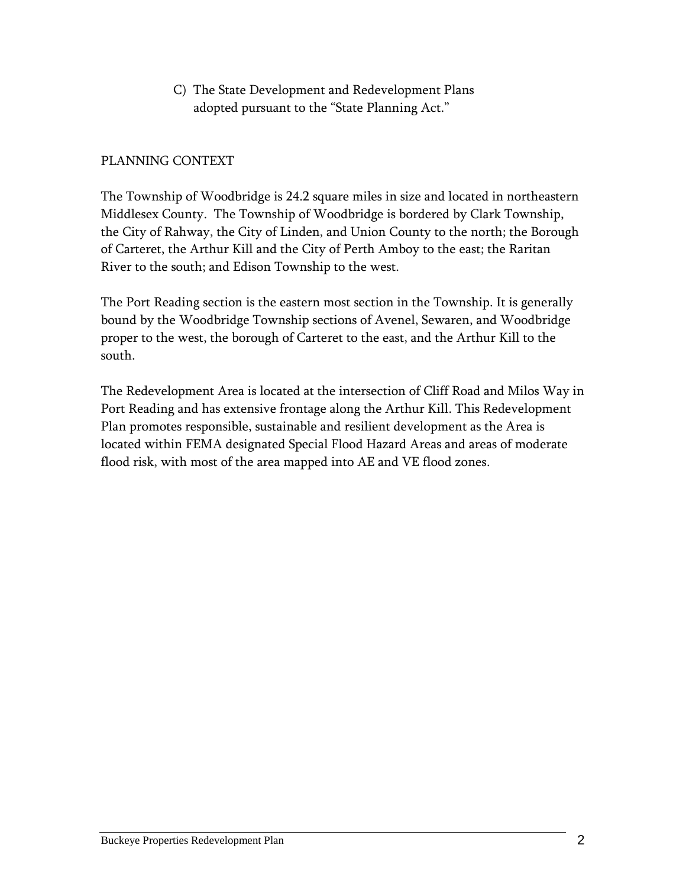C) The State Development and Redevelopment Plans adopted pursuant to the "State Planning Act."

## PLANNING CONTEXT

The Township of Woodbridge is 24.2 square miles in size and located in northeastern Middlesex County. The Township of Woodbridge is bordered by Clark Township, the City of Rahway, the City of Linden, and Union County to the north; the Borough of Carteret, the Arthur Kill and the City of Perth Amboy to the east; the Raritan River to the south; and Edison Township to the west.

The Port Reading section is the eastern most section in the Township. It is generally bound by the Woodbridge Township sections of Avenel, Sewaren, and Woodbridge proper to the west, the borough of Carteret to the east, and the Arthur Kill to the south.

The Redevelopment Area is located at the intersection of Cliff Road and Milos Way in Port Reading and has extensive frontage along the Arthur Kill. This Redevelopment Plan promotes responsible, sustainable and resilient development as the Area is located within FEMA designated Special Flood Hazard Areas and areas of moderate flood risk, with most of the area mapped into AE and VE flood zones.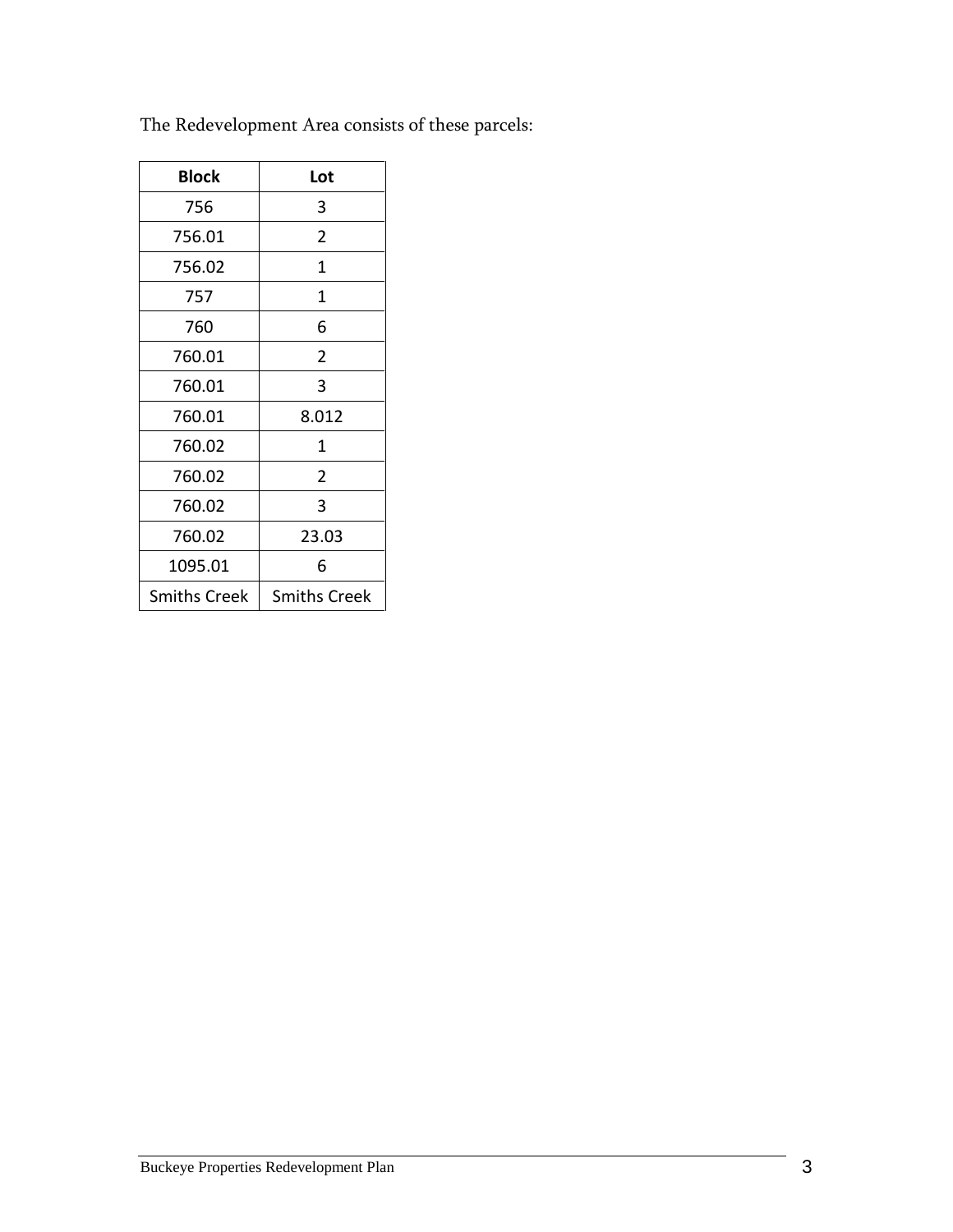The Redevelopment Area consists of these parcels:

| Block | Lot |
| --- | --- |
| 756 | 3 |
| 756.01 | 2 |
| 756.02 | 1 |
| 757 | 1 |
| 760 | 6 |
| 760.01 | 2 |
| 760.01 | 3 |
| 760.01 | 8.012 |
| 760.02 | 1 |
| 760.02 | 2 |
| 760.02 | 3 |
| 760.02 | 23.03 |
| 1095.01 | 6 |
| Smiths Creek | Smiths Creek |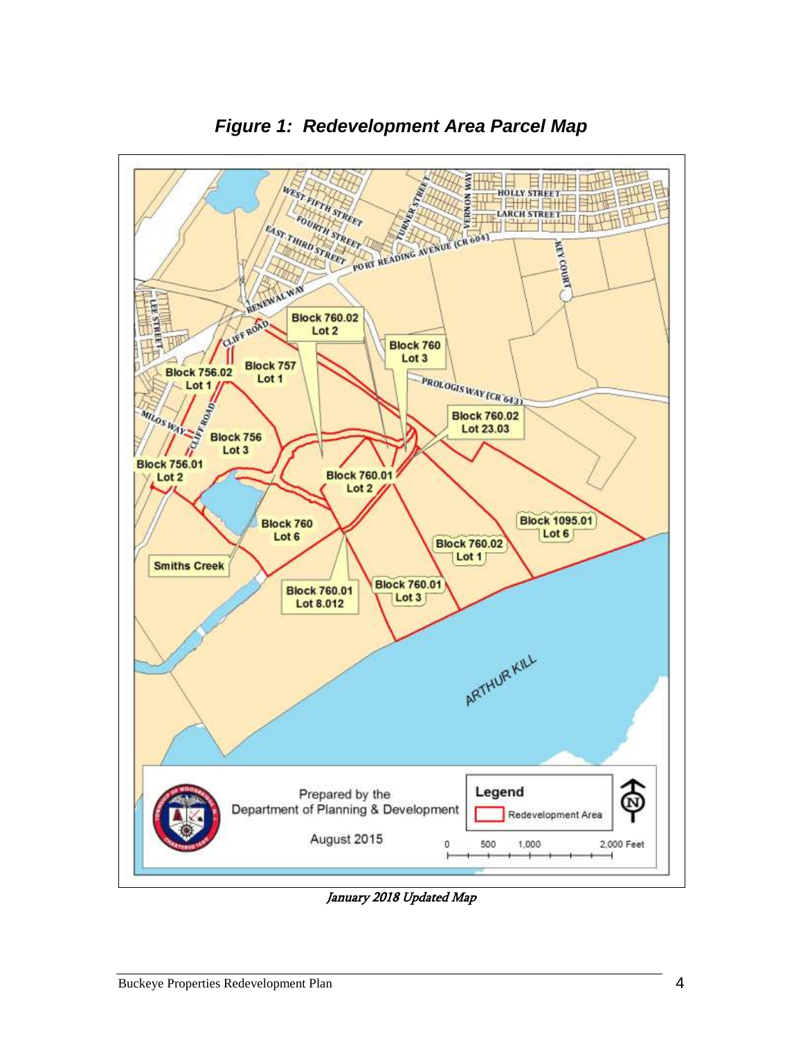## *Figure 1: Redevelopment Area Parcel Map*

*January 2018 Updated Map*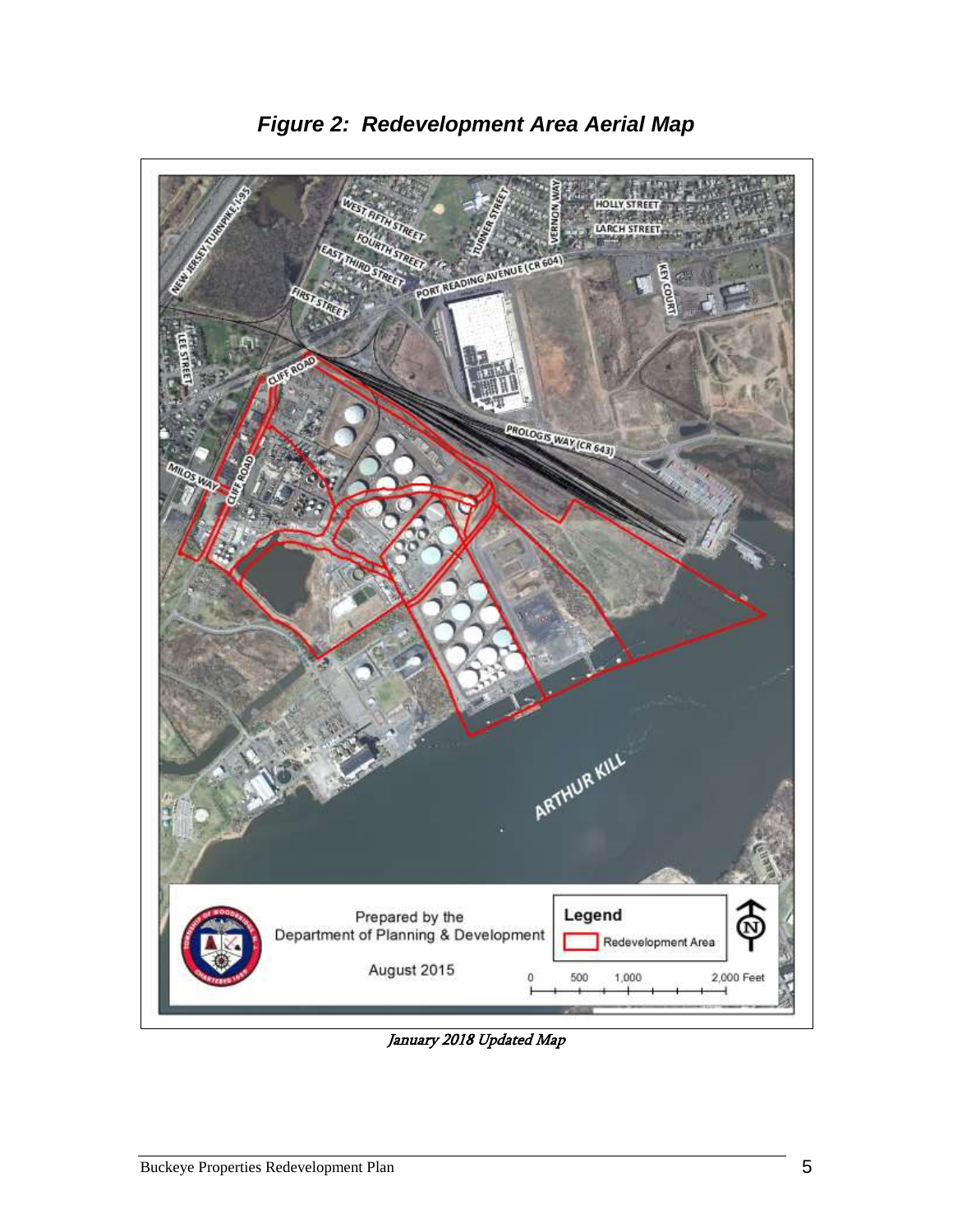## *Figure 2: Redevelopment Area Aerial Map*

*January 2018 Updated Map*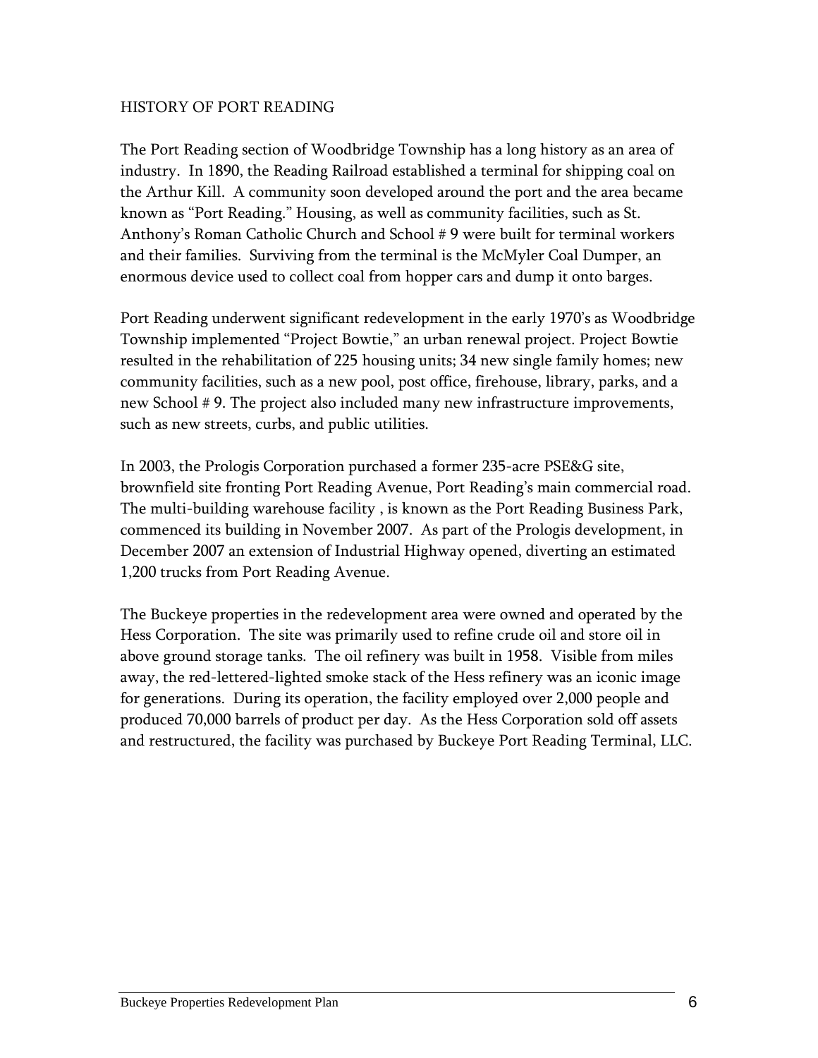## HISTORY OF PORT READING

The Port Reading section of Woodbridge Township has a long history as an area of industry. In 1890, the Reading Railroad established a terminal for shipping coal on the Arthur Kill. A community soon developed around the port and the area became known as "Port Reading." Housing, as well as community facilities, such as St. Anthony's Roman Catholic Church and School # 9 were built for terminal workers and their families. Surviving from the terminal is the McMyler Coal Dumper, an enormous device used to collect coal from hopper cars and dump it onto barges.

Port Reading underwent significant redevelopment in the early 1970's as Woodbridge Township implemented "Project Bowtie," an urban renewal project. Project Bowtie resulted in the rehabilitation of 225 housing units; 34 new single family homes; new community facilities, such as a new pool, post office, firehouse, library, parks, and a new School # 9. The project also included many new infrastructure improvements, such as new streets, curbs, and public utilities.

In 2003, the Prologis Corporation purchased a former 235-acre PSE&G site, brownfield site fronting Port Reading Avenue, Port Reading's main commercial road. The multi-building warehouse facility , is known as the Port Reading Business Park, commenced its building in November 2007. As part of the Prologis development, in December 2007 an extension of Industrial Highway opened, diverting an estimated 1,200 trucks from Port Reading Avenue.

The Buckeye properties in the redevelopment area were owned and operated by the Hess Corporation. The site was primarily used to refine crude oil and store oil in above ground storage tanks. The oil refinery was built in 1958. Visible from miles away, the red-lettered-lighted smoke stack of the Hess refinery was an iconic image for generations. During its operation, the facility employed over 2,000 people and produced 70,000 barrels of product per day. As the Hess Corporation sold off assets and restructured, the facility was purchased by Buckeye Port Reading Terminal, LLC.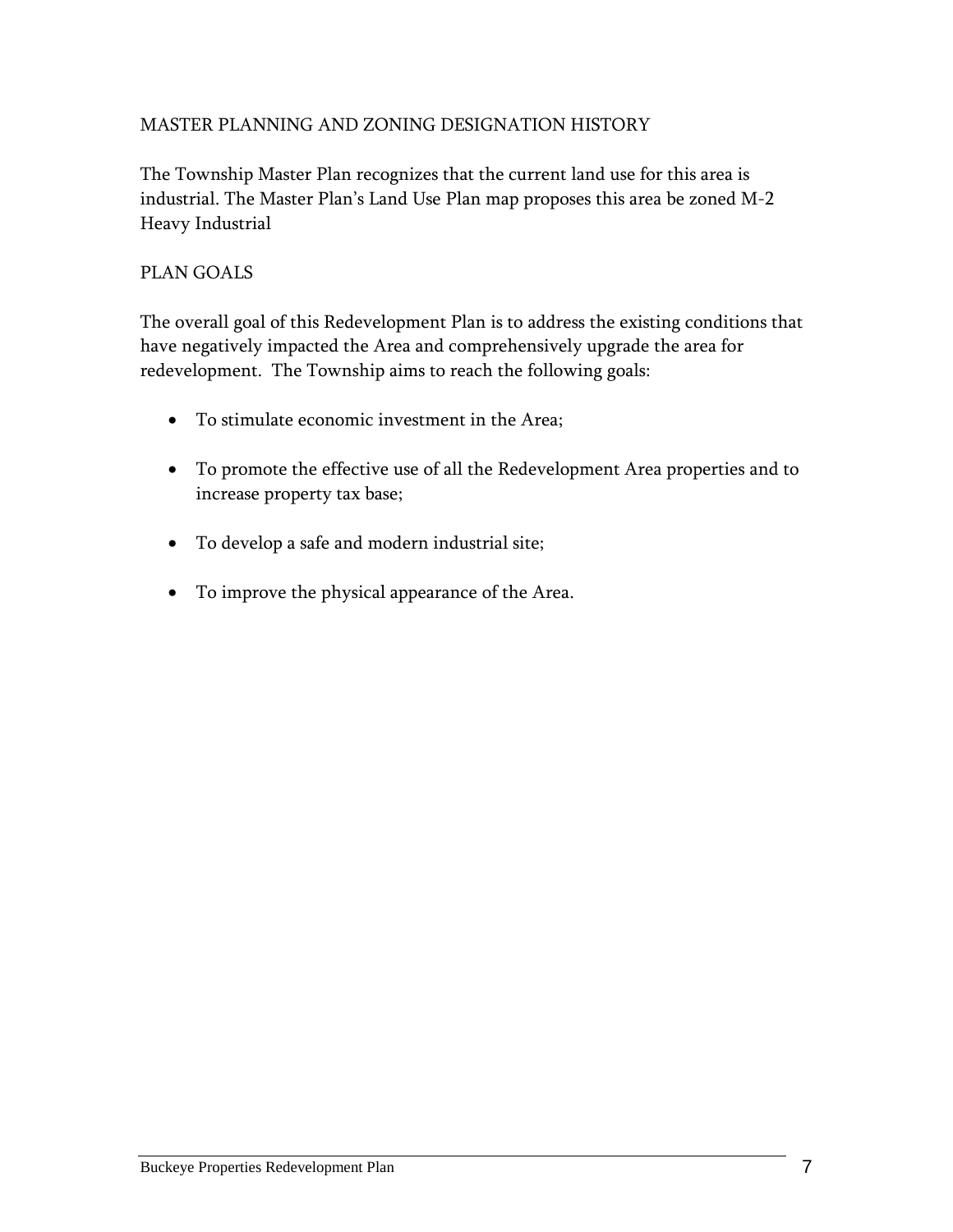## MASTER PLANNING AND ZONING DESIGNATION HISTORY

The Township Master Plan recognizes that the current land use for this area is industrial. The Master Plan's Land Use Plan map proposes this area be zoned M-2 Heavy Industrial

## PLAN GOALS

The overall goal of this Redevelopment Plan is to address the existing conditions that have negatively impacted the Area and comprehensively upgrade the area for redevelopment. The Township aims to reach the following goals:

- To stimulate economic investment in the Area;
- To promote the effective use of all the Redevelopment Area properties and to increase property tax base;
- To develop a safe and modern industrial site;
- To improve the physical appearance of the Area.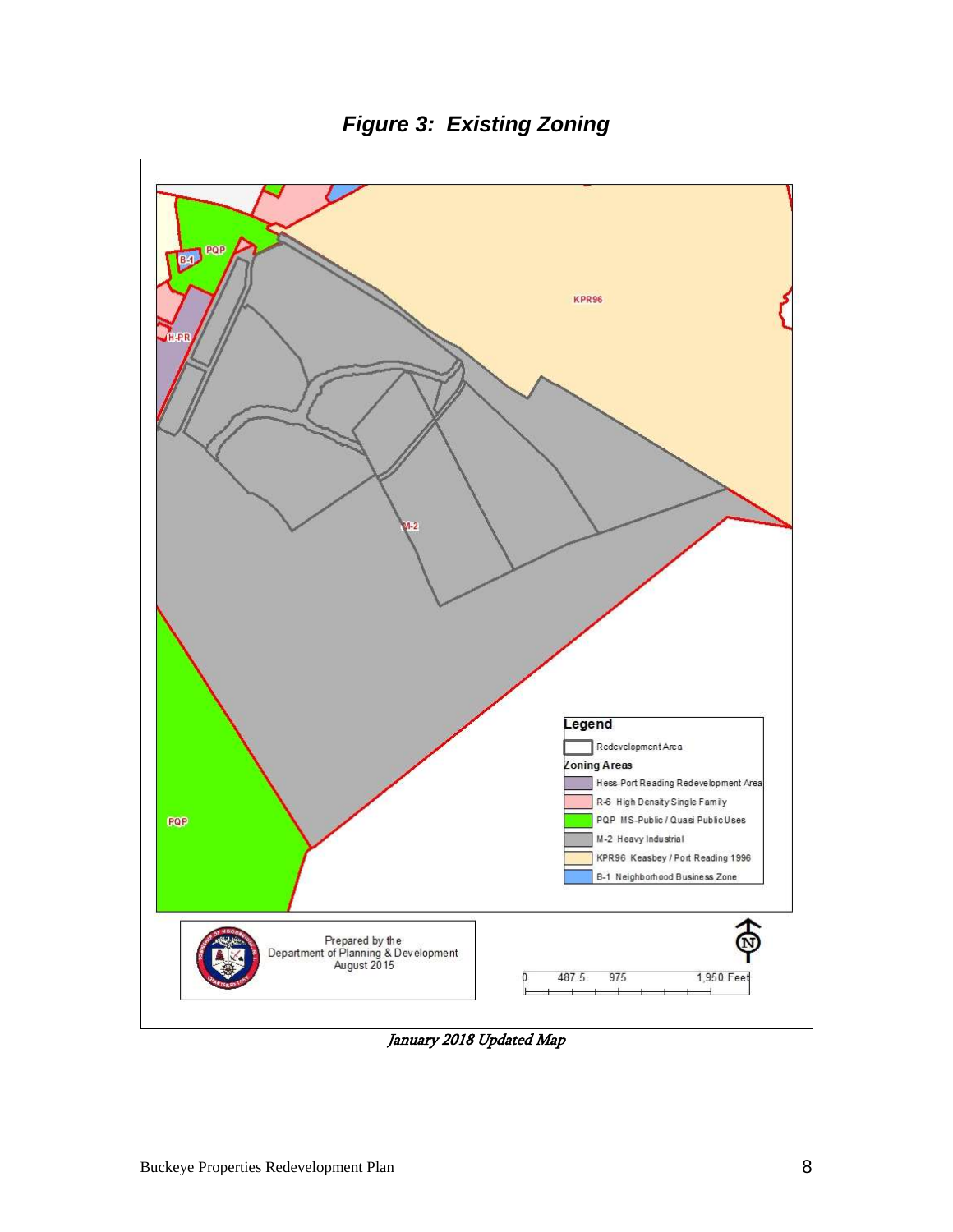***Figure 3: Existing Zoning***

KPR96

PQP

B-1

H-PR

M-2

PQP

**Legend**

Redevelopment Area

**Zoning Areas**

Hess-Port Reading Redevelopment Area

R-6 High Density Single Family

PQP MS-Public / Quasi Public Uses

M-2 Heavy Industrial

KPR96 Keasbey / Port Reading 1996

B-1 Neighborhood Business Zone

Prepared by the
Department of Planning & Development
August 2015

0 487.5 975 1,950 Feet

N

*January 2018 Updated Map*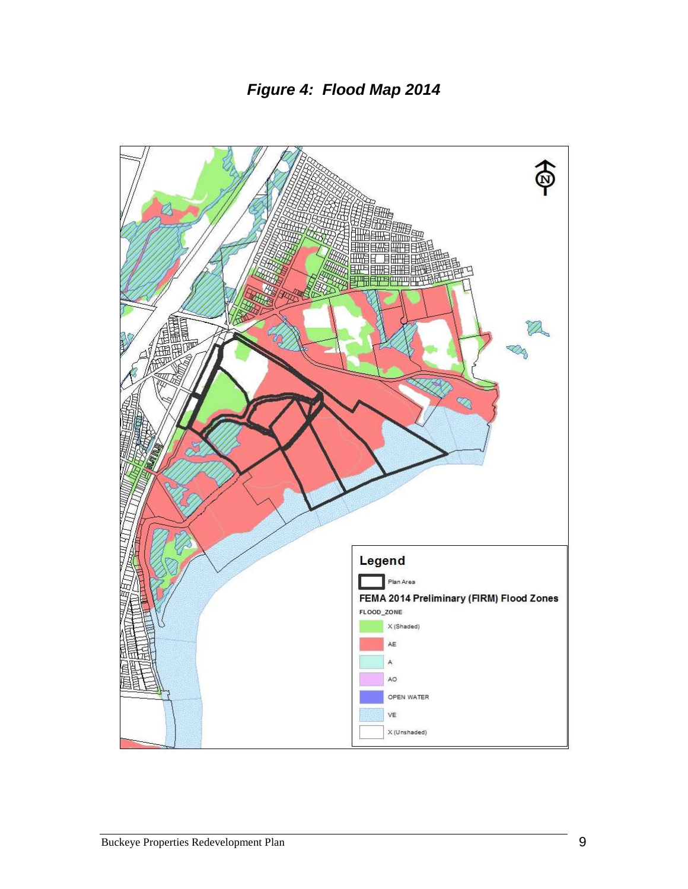***Figure 4: Flood Map 2014***

**Legend**

Plan Area

**FEMA 2014 Preliminary (FIRM) Flood Zones**

FLOOD_ZONE

- X (Shaded)
- AE
- A
- AO
- OPEN WATER
- VE
- X (Unshaded)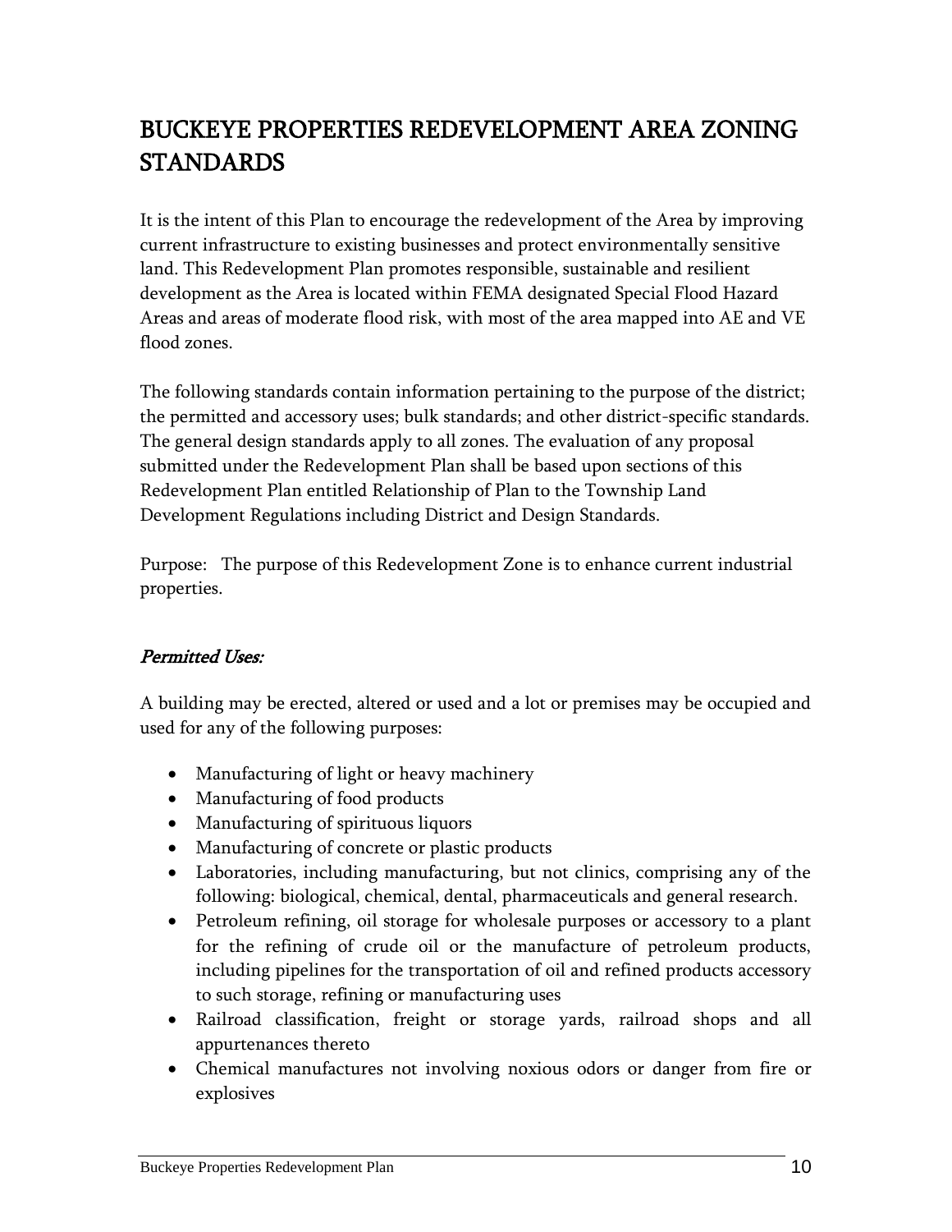# BUCKEYE PROPERTIES REDEVELOPMENT AREA ZONING STANDARDS

It is the intent of this Plan to encourage the redevelopment of the Area by improving current infrastructure to existing businesses and protect environmentally sensitive land. This Redevelopment Plan promotes responsible, sustainable and resilient development as the Area is located within FEMA designated Special Flood Hazard Areas and areas of moderate flood risk, with most of the area mapped into AE and VE flood zones.

The following standards contain information pertaining to the purpose of the district; the permitted and accessory uses; bulk standards; and other district-specific standards. The general design standards apply to all zones. The evaluation of any proposal submitted under the Redevelopment Plan shall be based upon sections of this Redevelopment Plan entitled Relationship of Plan to the Township Land Development Regulations including District and Design Standards.

Purpose: The purpose of this Redevelopment Zone is to enhance current industrial properties.

### *Permitted Uses:*

A building may be erected, altered or used and a lot or premises may be occupied and used for any of the following purposes:

- Manufacturing of light or heavy machinery
- Manufacturing of food products
- Manufacturing of spirituous liquors
- Manufacturing of concrete or plastic products
- Laboratories, including manufacturing, but not clinics, comprising any of the following: biological, chemical, dental, pharmaceuticals and general research.
- Petroleum refining, oil storage for wholesale purposes or accessory to a plant for the refining of crude oil or the manufacture of petroleum products, including pipelines for the transportation of oil and refined products accessory to such storage, refining or manufacturing uses
- Railroad classification, freight or storage yards, railroad shops and all appurtenances thereto
- Chemical manufactures not involving noxious odors or danger from fire or explosives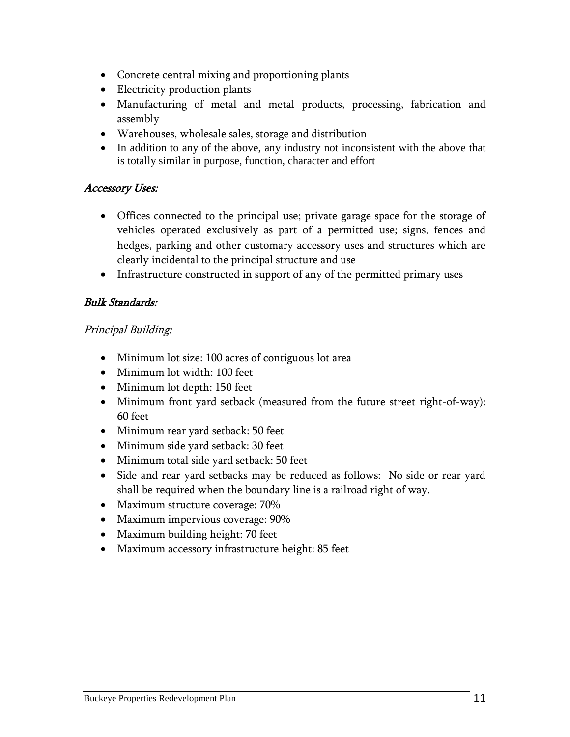- Concrete central mixing and proportioning plants
- Electricity production plants
- Manufacturing of metal and metal products, processing, fabrication and assembly
- Warehouses, wholesale sales, storage and distribution
- In addition to any of the above, any industry not inconsistent with the above that is totally similar in purpose, function, character and effort

### *Accessory Uses:*

- Offices connected to the principal use; private garage space for the storage of vehicles operated exclusively as part of a permitted use; signs, fences and hedges, parking and other customary accessory uses and structures which are clearly incidental to the principal structure and use
- Infrastructure constructed in support of any of the permitted primary uses

### *Bulk Standards:*

*Principal Building:*

- Minimum lot size: 100 acres of contiguous lot area
- Minimum lot width: 100 feet
- Minimum lot depth: 150 feet
- Minimum front yard setback (measured from the future street right-of-way): 60 feet
- Minimum rear yard setback: 50 feet
- Minimum side yard setback: 30 feet
- Minimum total side yard setback: 50 feet
- Side and rear yard setbacks may be reduced as follows: No side or rear yard shall be required when the boundary line is a railroad right of way.
- Maximum structure coverage: 70%
- Maximum impervious coverage: 90%
- Maximum building height: 70 feet
- Maximum accessory infrastructure height: 85 feet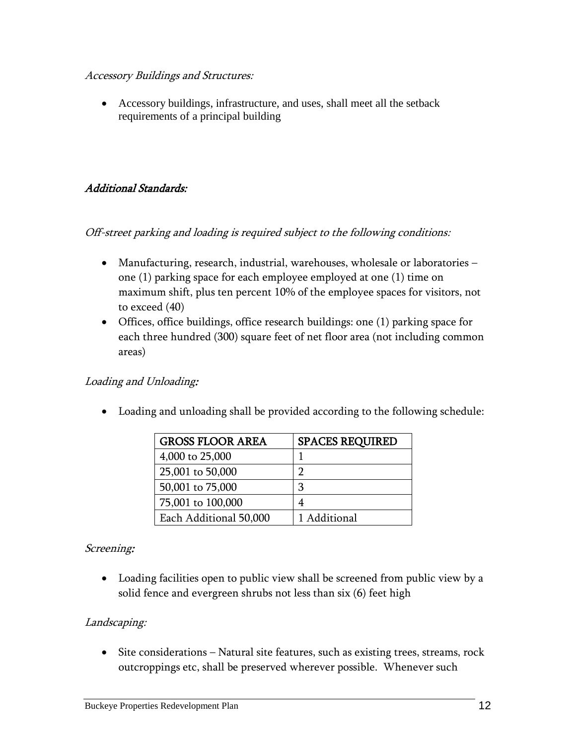*Accessory Buildings and Structures:*

- Accessory buildings, infrastructure, and uses, shall meet all the setback requirements of a principal building

***Additional Standards:***

*Off-street parking and loading is required subject to the following conditions:*

- Manufacturing, research, industrial, warehouses, wholesale or laboratories – one (1) parking space for each employee employed at one (1) time on maximum shift, plus ten percent 10% of the employee spaces for visitors, not to exceed (40)
- Offices, office buildings, office research buildings: one (1) parking space for each three hundred (300) square feet of net floor area (not including common areas)

*Loading and Unloading:*

- Loading and unloading shall be provided according to the following schedule:

| GROSS FLOOR AREA | SPACES REQUIRED |
|---|---|
| 4,000 to 25,000 | 1 |
| 25,001 to 50,000 | 2 |
| 50,001 to 75,000 | 3 |
| 75,001 to 100,000 | 4 |
| Each Additional 50,000 | 1 Additional |

*Screening:*

- Loading facilities open to public view shall be screened from public view by a solid fence and evergreen shrubs not less than six (6) feet high

*Landscaping:*

- Site considerations – Natural site features, such as existing trees, streams, rock outcroppings etc, shall be preserved wherever possible. Whenever such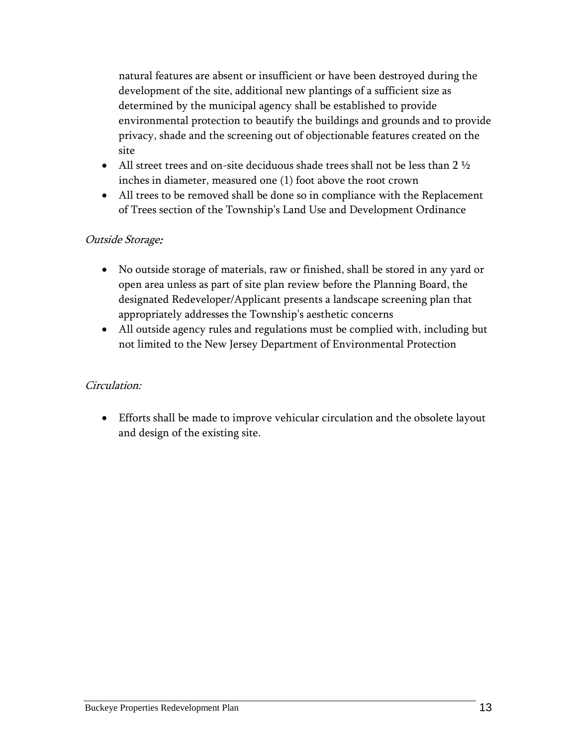natural features are absent or insufficient or have been destroyed during the development of the site, additional new plantings of a sufficient size as determined by the municipal agency shall be established to provide environmental protection to beautify the buildings and grounds and to provide privacy, shade and the screening out of objectionable features created on the site

- All street trees and on-site deciduous shade trees shall not be less than 2 ½ inches in diameter, measured one (1) foot above the root crown
- All trees to be removed shall be done so in compliance with the Replacement of Trees section of the Township's Land Use and Development Ordinance

*Outside Storage:*

- No outside storage of materials, raw or finished, shall be stored in any yard or open area unless as part of site plan review before the Planning Board, the designated Redeveloper/Applicant presents a landscape screening plan that appropriately addresses the Township's aesthetic concerns
- All outside agency rules and regulations must be complied with, including but not limited to the New Jersey Department of Environmental Protection

*Circulation:*

- Efforts shall be made to improve vehicular circulation and the obsolete layout and design of the existing site.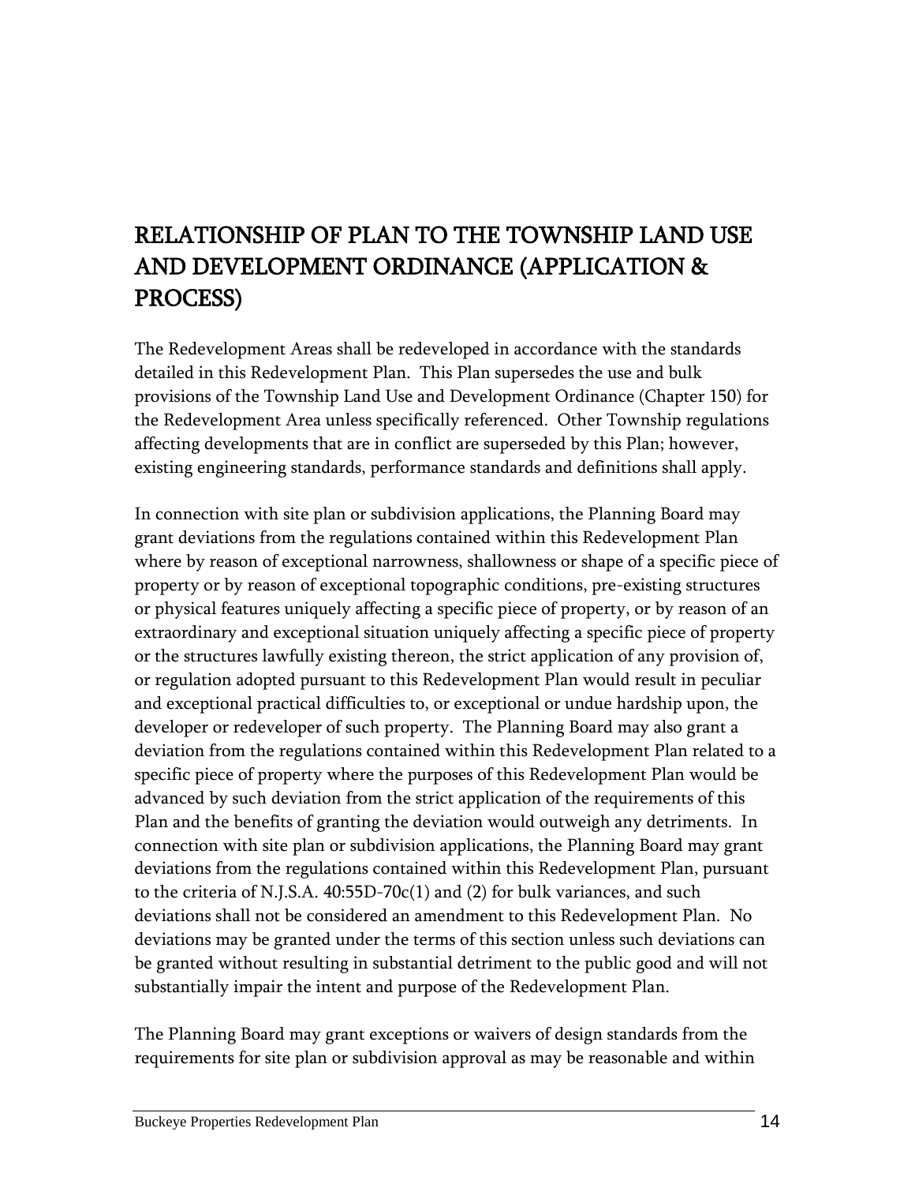# RELATIONSHIP OF PLAN TO THE TOWNSHIP LAND USE AND DEVELOPMENT ORDINANCE (APPLICATION & PROCESS)

The Redevelopment Areas shall be redeveloped in accordance with the standards detailed in this Redevelopment Plan. This Plan supersedes the use and bulk provisions of the Township Land Use and Development Ordinance (Chapter 150) for the Redevelopment Area unless specifically referenced. Other Township regulations affecting developments that are in conflict are superseded by this Plan; however, existing engineering standards, performance standards and definitions shall apply.

In connection with site plan or subdivision applications, the Planning Board may grant deviations from the regulations contained within this Redevelopment Plan where by reason of exceptional narrowness, shallowness or shape of a specific piece of property or by reason of exceptional topographic conditions, pre-existing structures or physical features uniquely affecting a specific piece of property, or by reason of an extraordinary and exceptional situation uniquely affecting a specific piece of property or the structures lawfully existing thereon, the strict application of any provision of, or regulation adopted pursuant to this Redevelopment Plan would result in peculiar and exceptional practical difficulties to, or exceptional or undue hardship upon, the developer or redeveloper of such property. The Planning Board may also grant a deviation from the regulations contained within this Redevelopment Plan related to a specific piece of property where the purposes of this Redevelopment Plan would be advanced by such deviation from the strict application of the requirements of this Plan and the benefits of granting the deviation would outweigh any detriments. In connection with site plan or subdivision applications, the Planning Board may grant deviations from the regulations contained within this Redevelopment Plan, pursuant to the criteria of N.J.S.A. 40:55D-70c(1) and (2) for bulk variances, and such deviations shall not be considered an amendment to this Redevelopment Plan. No deviations may be granted under the terms of this section unless such deviations can be granted without resulting in substantial detriment to the public good and will not substantially impair the intent and purpose of the Redevelopment Plan.

The Planning Board may grant exceptions or waivers of design standards from the requirements for site plan or subdivision approval as may be reasonable and within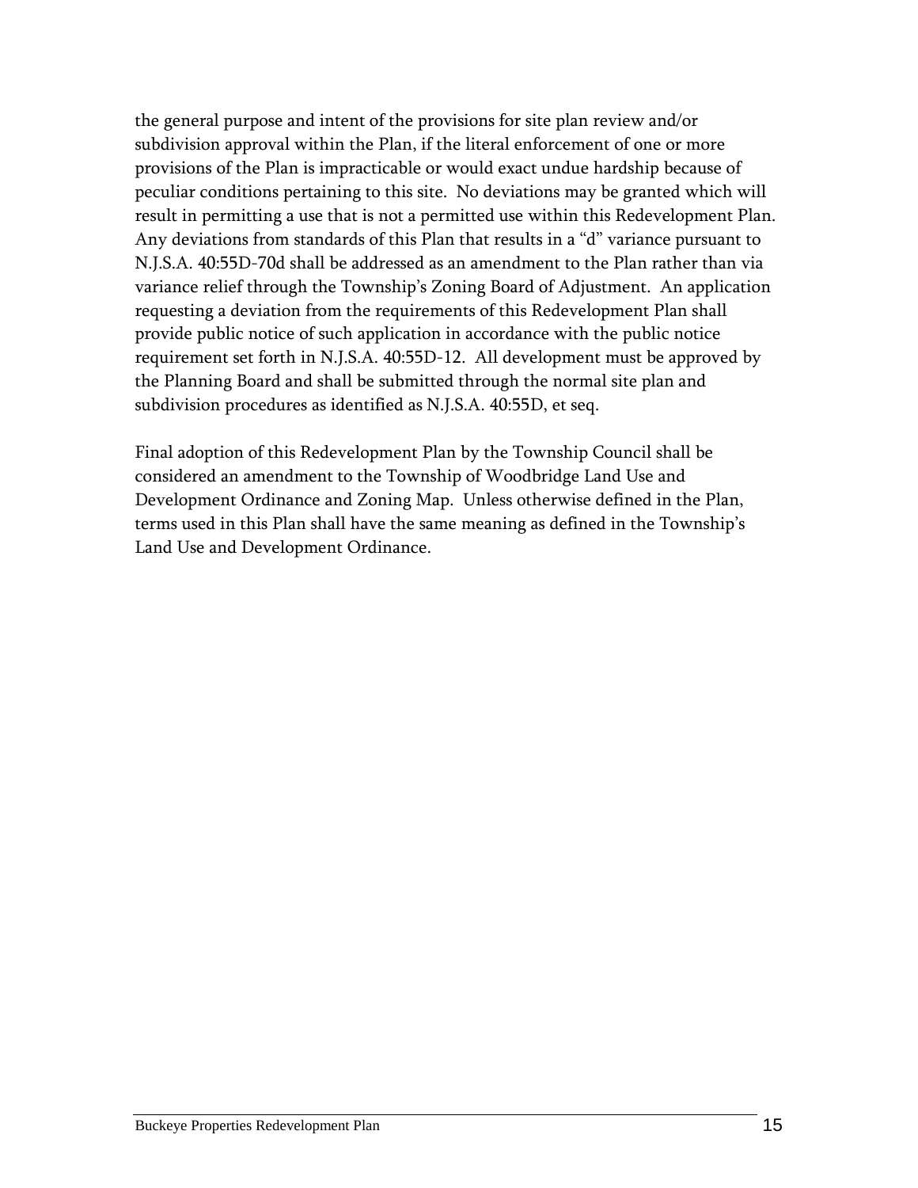the general purpose and intent of the provisions for site plan review and/or subdivision approval within the Plan, if the literal enforcement of one or more provisions of the Plan is impracticable or would exact undue hardship because of peculiar conditions pertaining to this site. No deviations may be granted which will result in permitting a use that is not a permitted use within this Redevelopment Plan. Any deviations from standards of this Plan that results in a "d" variance pursuant to N.J.S.A. 40:55D-70d shall be addressed as an amendment to the Plan rather than via variance relief through the Township's Zoning Board of Adjustment. An application requesting a deviation from the requirements of this Redevelopment Plan shall provide public notice of such application in accordance with the public notice requirement set forth in N.J.S.A. 40:55D-12. All development must be approved by the Planning Board and shall be submitted through the normal site plan and subdivision procedures as identified as N.J.S.A. 40:55D, et seq.

Final adoption of this Redevelopment Plan by the Township Council shall be considered an amendment to the Township of Woodbridge Land Use and Development Ordinance and Zoning Map. Unless otherwise defined in the Plan, terms used in this Plan shall have the same meaning as defined in the Township's Land Use and Development Ordinance.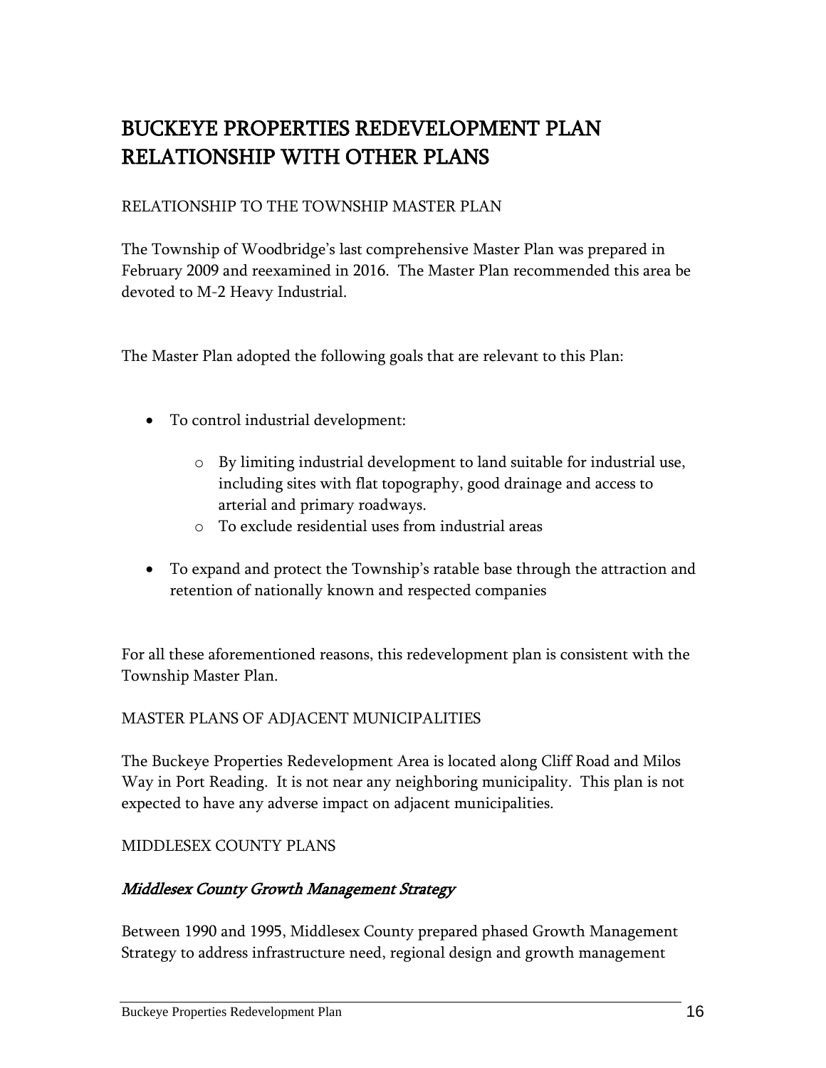# BUCKEYE PROPERTIES REDEVELOPMENT PLAN RELATIONSHIP WITH OTHER PLANS

RELATIONSHIP TO THE TOWNSHIP MASTER PLAN

The Township of Woodbridge's last comprehensive Master Plan was prepared in February 2009 and reexamined in 2016. The Master Plan recommended this area be devoted to M-2 Heavy Industrial.

The Master Plan adopted the following goals that are relevant to this Plan:

- To control industrial development:
  - By limiting industrial development to land suitable for industrial use, including sites with flat topography, good drainage and access to arterial and primary roadways.
  - To exclude residential uses from industrial areas
- To expand and protect the Township's ratable base through the attraction and retention of nationally known and respected companies

For all these aforementioned reasons, this redevelopment plan is consistent with the Township Master Plan.

MASTER PLANS OF ADJACENT MUNICIPALITIES

The Buckeye Properties Redevelopment Area is located along Cliff Road and Milos Way in Port Reading. It is not near any neighboring municipality. This plan is not expected to have any adverse impact on adjacent municipalities.

MIDDLESEX COUNTY PLANS

### *Middlesex County Growth Management Strategy*

Between 1990 and 1995, Middlesex County prepared phased Growth Management Strategy to address infrastructure need, regional design and growth management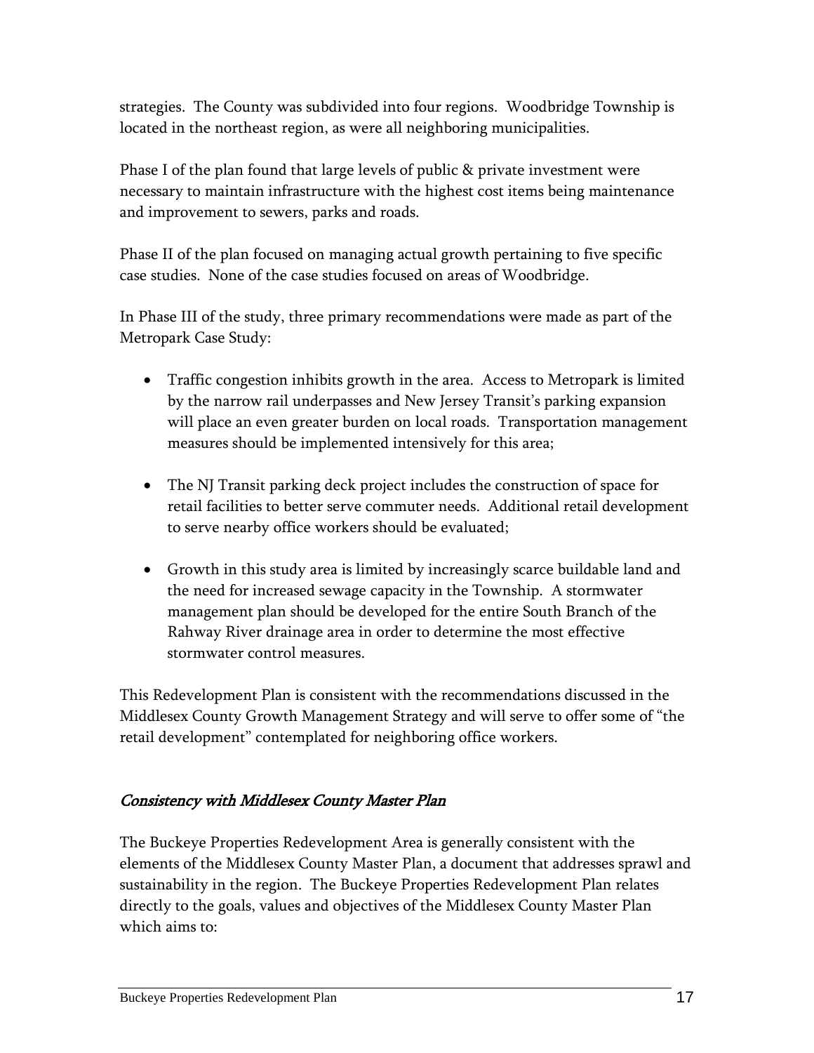strategies. The County was subdivided into four regions. Woodbridge Township is located in the northeast region, as were all neighboring municipalities.

Phase I of the plan found that large levels of public & private investment were necessary to maintain infrastructure with the highest cost items being maintenance and improvement to sewers, parks and roads.

Phase II of the plan focused on managing actual growth pertaining to five specific case studies. None of the case studies focused on areas of Woodbridge.

In Phase III of the study, three primary recommendations were made as part of the Metropark Case Study:

- Traffic congestion inhibits growth in the area. Access to Metropark is limited by the narrow rail underpasses and New Jersey Transit's parking expansion will place an even greater burden on local roads. Transportation management measures should be implemented intensively for this area;

- The NJ Transit parking deck project includes the construction of space for retail facilities to better serve commuter needs. Additional retail development to serve nearby office workers should be evaluated;

- Growth in this study area is limited by increasingly scarce buildable land and the need for increased sewage capacity in the Township. A stormwater management plan should be developed for the entire South Branch of the Rahway River drainage area in order to determine the most effective stormwater control measures.

This Redevelopment Plan is consistent with the recommendations discussed in the Middlesex County Growth Management Strategy and will serve to offer some of "the retail development" contemplated for neighboring office workers.

## *Consistency with Middlesex County Master Plan*

The Buckeye Properties Redevelopment Area is generally consistent with the elements of the Middlesex County Master Plan, a document that addresses sprawl and sustainability in the region. The Buckeye Properties Redevelopment Plan relates directly to the goals, values and objectives of the Middlesex County Master Plan which aims to: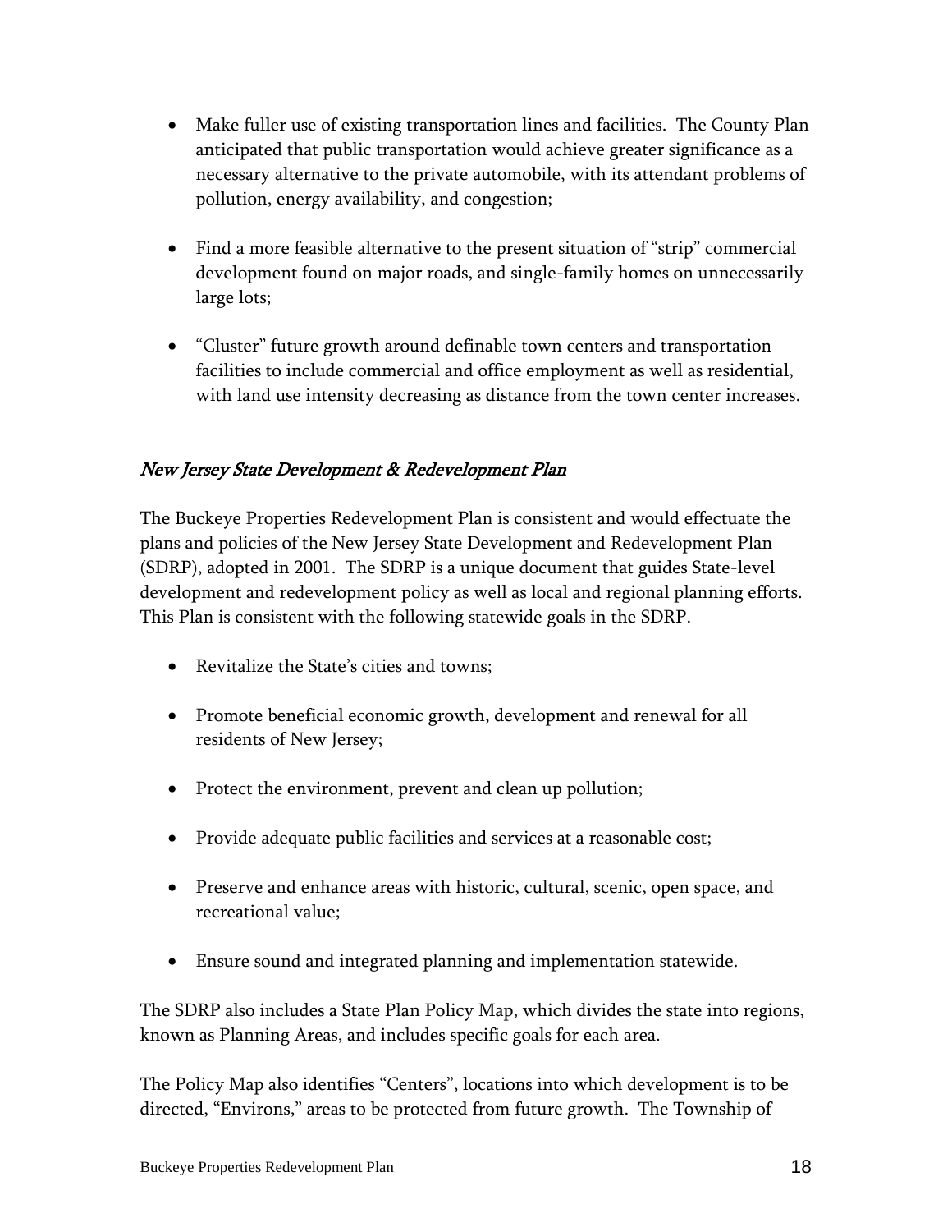- Make fuller use of existing transportation lines and facilities. The County Plan anticipated that public transportation would achieve greater significance as a necessary alternative to the private automobile, with its attendant problems of pollution, energy availability, and congestion;

- Find a more feasible alternative to the present situation of "strip" commercial development found on major roads, and single-family homes on unnecessarily large lots;

- "Cluster" future growth around definable town centers and transportation facilities to include commercial and office employment as well as residential, with land use intensity decreasing as distance from the town center increases.

### *New Jersey State Development & Redevelopment Plan*

The Buckeye Properties Redevelopment Plan is consistent and would effectuate the plans and policies of the New Jersey State Development and Redevelopment Plan (SDRP), adopted in 2001. The SDRP is a unique document that guides State-level development and redevelopment policy as well as local and regional planning efforts. This Plan is consistent with the following statewide goals in the SDRP.

- Revitalize the State's cities and towns;

- Promote beneficial economic growth, development and renewal for all residents of New Jersey;

- Protect the environment, prevent and clean up pollution;

- Provide adequate public facilities and services at a reasonable cost;

- Preserve and enhance areas with historic, cultural, scenic, open space, and recreational value;

- Ensure sound and integrated planning and implementation statewide.

The SDRP also includes a State Plan Policy Map, which divides the state into regions, known as Planning Areas, and includes specific goals for each area.

The Policy Map also identifies "Centers", locations into which development is to be directed, "Environs," areas to be protected from future growth. The Township of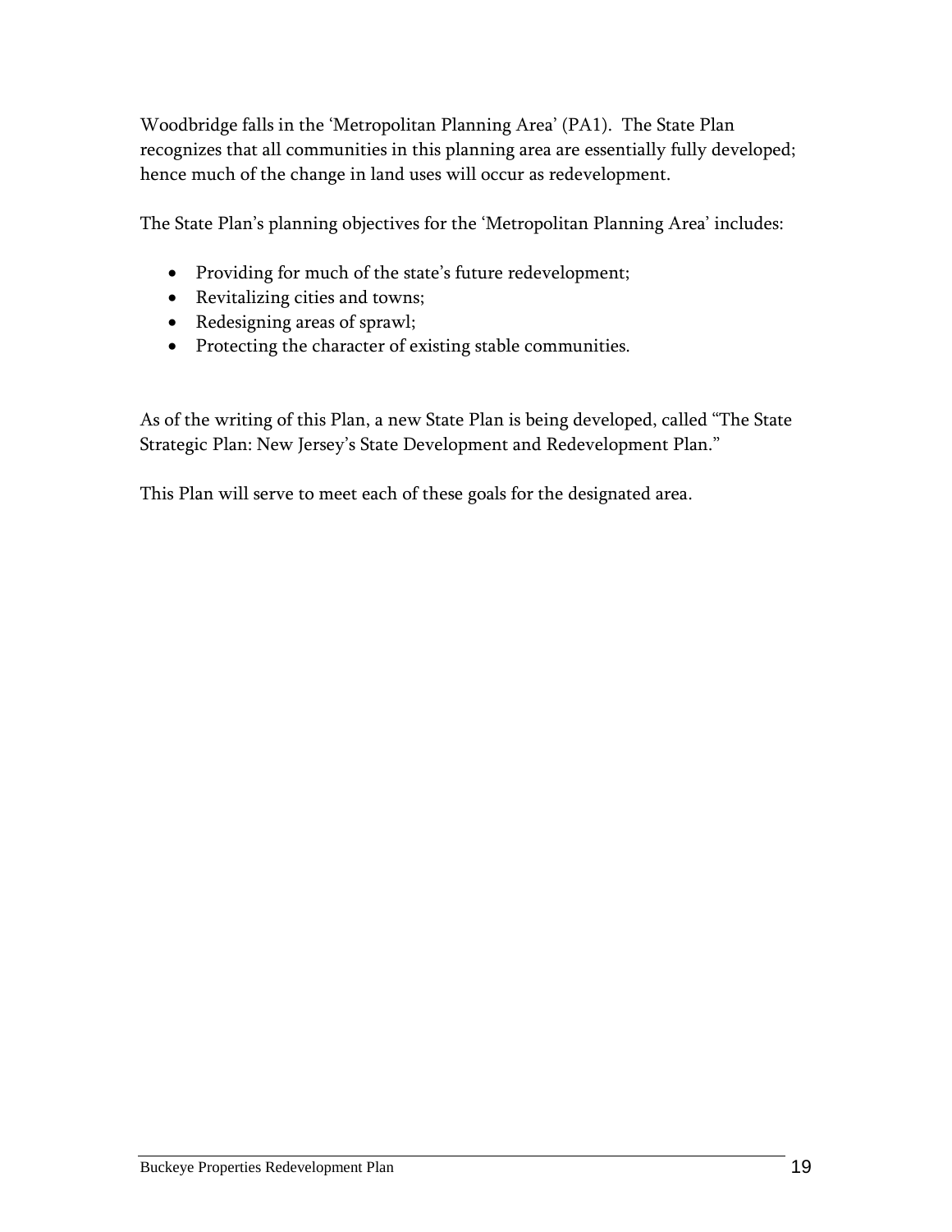Woodbridge falls in the 'Metropolitan Planning Area' (PA1). The State Plan recognizes that all communities in this planning area are essentially fully developed; hence much of the change in land uses will occur as redevelopment.

The State Plan's planning objectives for the 'Metropolitan Planning Area' includes:

- Providing for much of the state's future redevelopment;
- Revitalizing cities and towns;
- Redesigning areas of sprawl;
- Protecting the character of existing stable communities.

As of the writing of this Plan, a new State Plan is being developed, called "The State Strategic Plan: New Jersey's State Development and Redevelopment Plan."

This Plan will serve to meet each of these goals for the designated area.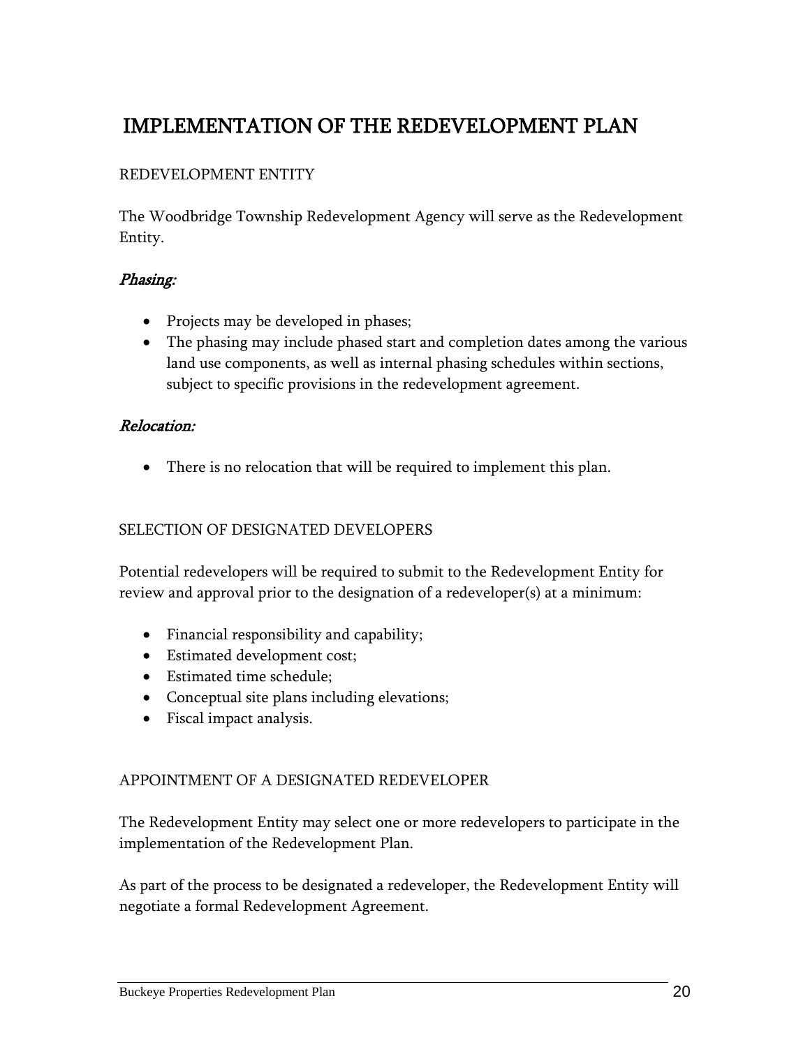# IMPLEMENTATION OF THE REDEVELOPMENT PLAN

## REDEVELOPMENT ENTITY

The Woodbridge Township Redevelopment Agency will serve as the Redevelopment Entity.

### *Phasing:*

- Projects may be developed in phases;
- The phasing may include phased start and completion dates among the various land use components, as well as internal phasing schedules within sections, subject to specific provisions in the redevelopment agreement.

### *Relocation:*

- There is no relocation that will be required to implement this plan.

## SELECTION OF DESIGNATED DEVELOPERS

Potential redevelopers will be required to submit to the Redevelopment Entity for review and approval prior to the designation of a redeveloper(s) at a minimum:

- Financial responsibility and capability;
- Estimated development cost;
- Estimated time schedule;
- Conceptual site plans including elevations;
- Fiscal impact analysis.

## APPOINTMENT OF A DESIGNATED REDEVELOPER

The Redevelopment Entity may select one or more redevelopers to participate in the implementation of the Redevelopment Plan.

As part of the process to be designated a redeveloper, the Redevelopment Entity will negotiate a formal Redevelopment Agreement.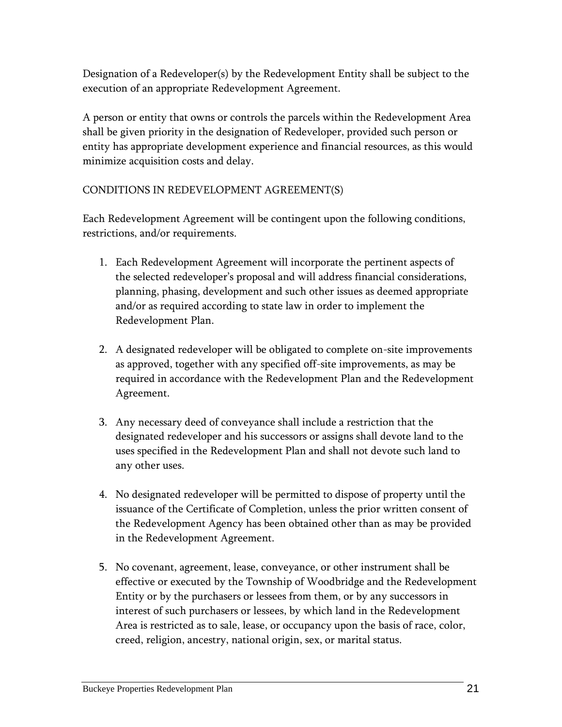Designation of a Redeveloper(s) by the Redevelopment Entity shall be subject to the execution of an appropriate Redevelopment Agreement.

A person or entity that owns or controls the parcels within the Redevelopment Area shall be given priority in the designation of Redeveloper, provided such person or entity has appropriate development experience and financial resources, as this would minimize acquisition costs and delay.

## CONDITIONS IN REDEVELOPMENT AGREEMENT(S)

Each Redevelopment Agreement will be contingent upon the following conditions, restrictions, and/or requirements.

1. Each Redevelopment Agreement will incorporate the pertinent aspects of the selected redeveloper's proposal and will address financial considerations, planning, phasing, development and such other issues as deemed appropriate and/or as required according to state law in order to implement the Redevelopment Plan.

2. A designated redeveloper will be obligated to complete on-site improvements as approved, together with any specified off-site improvements, as may be required in accordance with the Redevelopment Plan and the Redevelopment Agreement.

3. Any necessary deed of conveyance shall include a restriction that the designated redeveloper and his successors or assigns shall devote land to the uses specified in the Redevelopment Plan and shall not devote such land to any other uses.

4. No designated redeveloper will be permitted to dispose of property until the issuance of the Certificate of Completion, unless the prior written consent of the Redevelopment Agency has been obtained other than as may be provided in the Redevelopment Agreement.

5. No covenant, agreement, lease, conveyance, or other instrument shall be effective or executed by the Township of Woodbridge and the Redevelopment Entity or by the purchasers or lessees from them, or by any successors in interest of such purchasers or lessees, by which land in the Redevelopment Area is restricted as to sale, lease, or occupancy upon the basis of race, color, creed, religion, ancestry, national origin, sex, or marital status.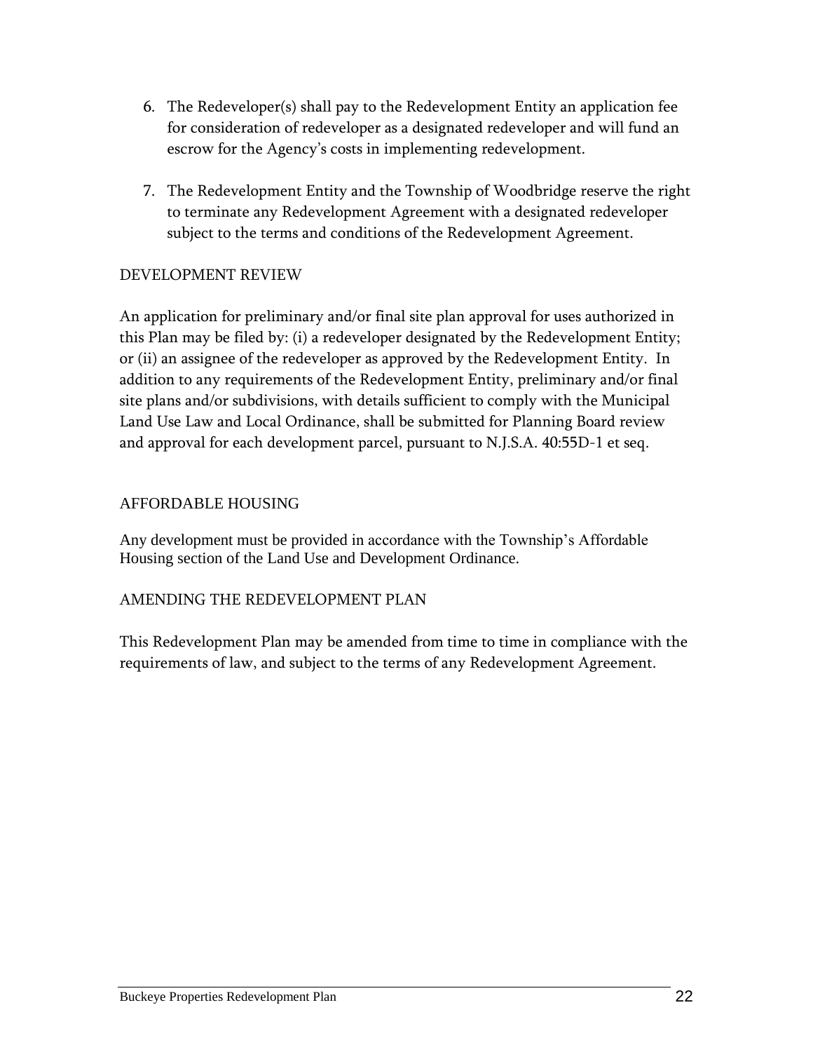6. The Redeveloper(s) shall pay to the Redevelopment Entity an application fee for consideration of redeveloper as a designated redeveloper and will fund an escrow for the Agency's costs in implementing redevelopment.

7. The Redevelopment Entity and the Township of Woodbridge reserve the right to terminate any Redevelopment Agreement with a designated redeveloper subject to the terms and conditions of the Redevelopment Agreement.

## DEVELOPMENT REVIEW

An application for preliminary and/or final site plan approval for uses authorized in this Plan may be filed by: (i) a redeveloper designated by the Redevelopment Entity; or (ii) an assignee of the redeveloper as approved by the Redevelopment Entity. In addition to any requirements of the Redevelopment Entity, preliminary and/or final site plans and/or subdivisions, with details sufficient to comply with the Municipal Land Use Law and Local Ordinance, shall be submitted for Planning Board review and approval for each development parcel, pursuant to N.J.S.A. 40:55D-1 et seq.

## AFFORDABLE HOUSING

Any development must be provided in accordance with the Township's Affordable Housing section of the Land Use and Development Ordinance.

## AMENDING THE REDEVELOPMENT PLAN

This Redevelopment Plan may be amended from time to time in compliance with the requirements of law, and subject to the terms of any Redevelopment Agreement.